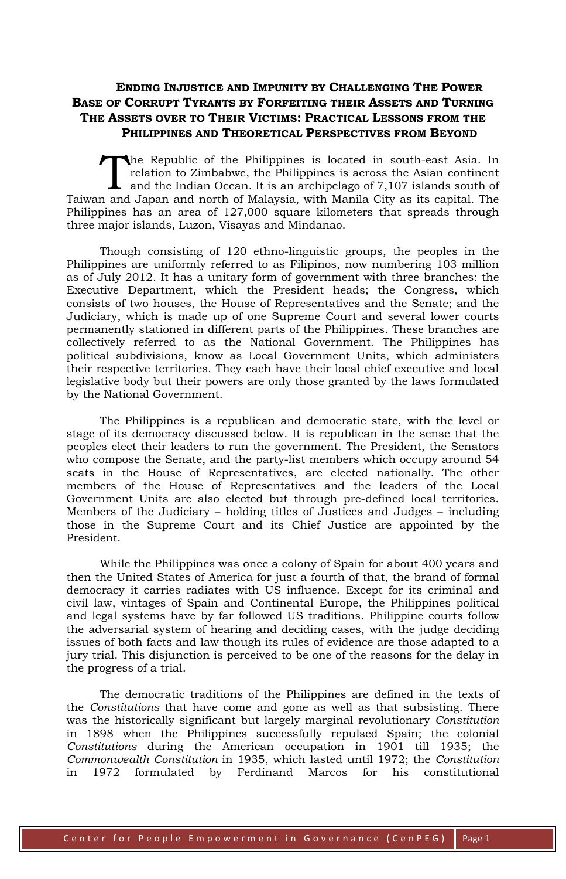# Ending Injustice and Impunity by Challenging The Power Base of Corrupt Tyrants by Forfeiting their Assets and Turning The Assets over to Their Victims: Practical Lessons from the Philippines and Theoretical Perspectives from Beyond

The Republic of the Philippines is located in south-east Asia. In relation to Zimbabwe, the Philippines is across the Asian continent and the Indian Ocean. It is an archipelago of 7,107 islands south of Taiwan and Japan and north of Malaysia, with Manila City as its capital. The Philippines has an area of 127,000 square kilometers that spreads through three major islands, Luzon, Visayas and Mindanao.

Though consisting of 120 ethno-linguistic groups, the peoples in the Philippines are uniformly referred to as Filipinos, now numbering 103 million as of July 2012. It has a unitary form of government with three branches: the Executive Department, which the President heads; the Congress, which consists of two houses, the House of Representatives and the Senate; and the Judiciary, which is made up of one Supreme Court and several lower courts permanently stationed in different parts of the Philippines. These branches are collectively referred to as the National Government. The Philippines has political subdivisions, know as Local Government Units, which administers their respective territories. They each have their local chief executive and local legislative body but their powers are only those granted by the laws formulated by the National Government.

The Philippines is a republican and democratic state, with the level or stage of its democracy discussed below. It is republican in the sense that the peoples elect their leaders to run the government. The President, the Senators who compose the Senate, and the party-list members which occupy around 54 seats in the House of Representatives, are elected nationally. The other members of the House of Representatives and the leaders of the Local Government Units are also elected but through pre-defined local territories. Members of the Judiciary – holding titles of Justices and Judges – including those in the Supreme Court and its Chief Justice are appointed by the President.

While the Philippines was once a colony of Spain for about 400 years and then the United States of America for just a fourth of that, the brand of formal democracy it carries radiates with US influence. Except for its criminal and civil law, vintages of Spain and Continental Europe, the Philippines political and legal systems have by far followed US traditions. Philippine courts follow the adversarial system of hearing and deciding cases, with the judge deciding issues of both facts and law though its rules of evidence are those adapted to a jury trial. This disjunction is perceived to be one of the reasons for the delay in the progress of a trial.

The democratic traditions of the Philippines are defined in the texts of the *Constitutions* that have come and gone as well as that subsisting. There was the historically significant but largely marginal revolutionary *Constitution* in 1898 when the Philippines successfully repulsed Spain; the colonial *Constitutions* during the American occupation in 1901 till 1935; the *Commonwealth Constitution* in 1935, which lasted until 1972; the *Constitution* in 1972 formulated by Ferdinand Marcos for his constitutional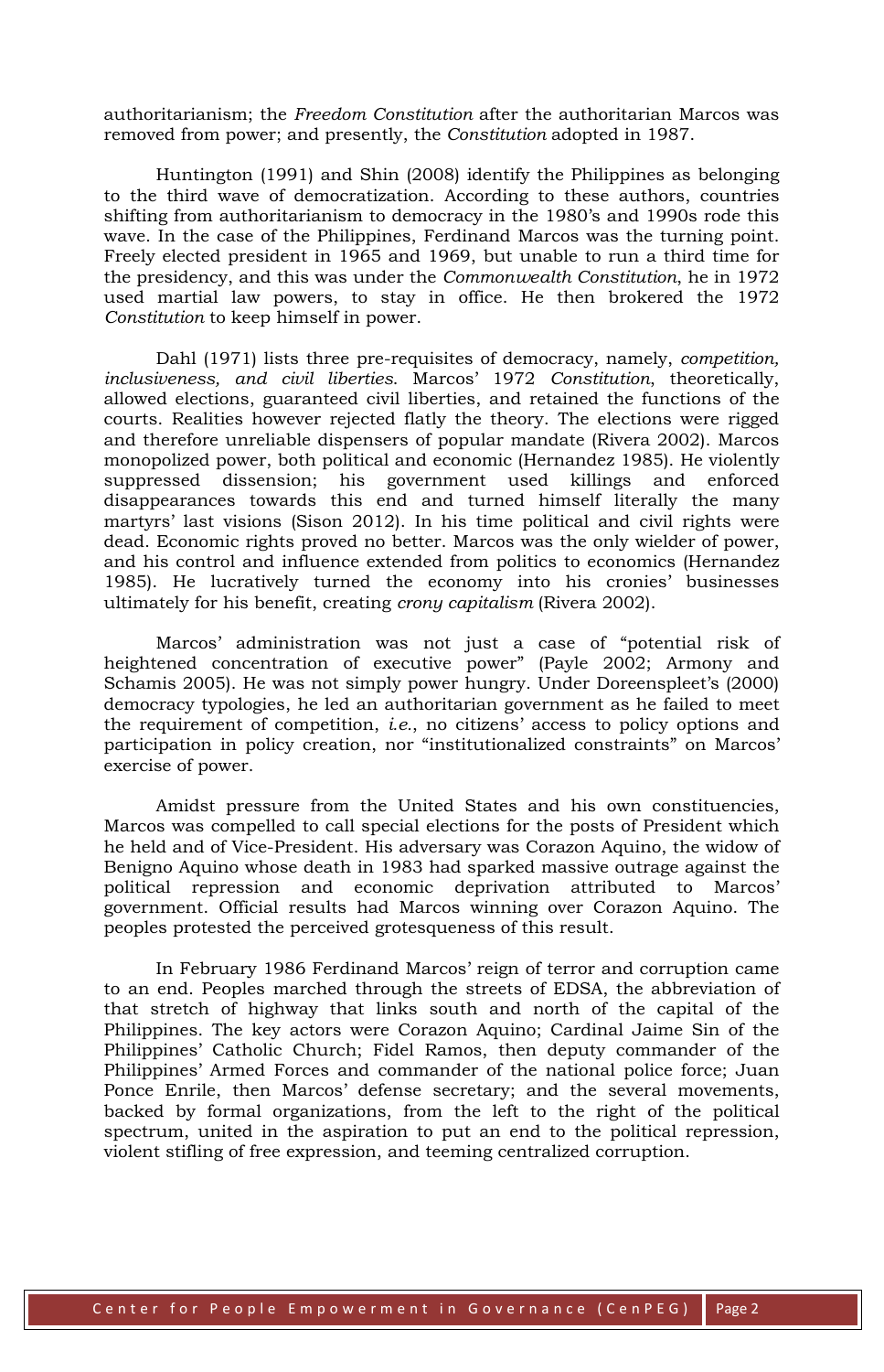authoritarianism; the *Freedom Constitution* after the authoritarian Marcos was removed from power; and presently, the *Constitution* adopted in 1987.

Huntington (1991) and Shin (2008) identify the Philippines as belonging to the third wave of democratization. According to these authors, countries shifting from authoritarianism to democracy in the 1980's and 1990s rode this wave. In the case of the Philippines, Ferdinand Marcos was the turning point. Freely elected president in 1965 and 1969, but unable to run a third time for the presidency, and this was under the *Commonwealth Constitution*, he in 1972 used martial law powers, to stay in office. He then brokered the 1972 *Constitution* to keep himself in power.

Dahl (1971) lists three pre-requisites of democracy, namely, *competition, inclusiveness, and civil liberties*. Marcos' 1972 *Constitution*, theoretically, allowed elections, guaranteed civil liberties, and retained the functions of the courts. Realities however rejected flatly the theory. The elections were rigged and therefore unreliable dispensers of popular mandate (Rivera 2002). Marcos monopolized power, both political and economic (Hernandez 1985). He violently suppressed dissension; his government used killings and enforced disappearances towards this end and turned himself literally the many martyrs' last visions (Sison 2012). In his time political and civil rights were dead. Economic rights proved no better. Marcos was the only wielder of power, and his control and influence extended from politics to economics (Hernandez 1985). He lucratively turned the economy into his cronies' businesses ultimately for his benefit, creating *crony capitalism* (Rivera 2002).

Marcos' administration was not just a case of "potential risk of heightened concentration of executive power" (Payle 2002; Armony and Schamis 2005). He was not simply power hungry. Under Doreenspleet's (2000) democracy typologies, he led an authoritarian government as he failed to meet the requirement of competition, *i.e.*, no citizens' access to policy options and participation in policy creation, nor "institutionalized constraints" on Marcos' exercise of power.

Amidst pressure from the United States and his own constituencies, Marcos was compelled to call special elections for the posts of President which he held and of Vice-President. His adversary was Corazon Aquino, the widow of Benigno Aquino whose death in 1983 had sparked massive outrage against the political repression and economic deprivation attributed to Marcos' government. Official results had Marcos winning over Corazon Aquino. The peoples protested the perceived grotesqueness of this result.

In February 1986 Ferdinand Marcos' reign of terror and corruption came to an end. Peoples marched through the streets of EDSA, the abbreviation of that stretch of highway that links south and north of the capital of the Philippines. The key actors were Corazon Aquino; Cardinal Jaime Sin of the Philippines' Catholic Church; Fidel Ramos, then deputy commander of the Philippines' Armed Forces and commander of the national police force; Juan Ponce Enrile, then Marcos' defense secretary; and the several movements, backed by formal organizations, from the left to the right of the political spectrum, united in the aspiration to put an end to the political repression, violent stifling of free expression, and teeming centralized corruption.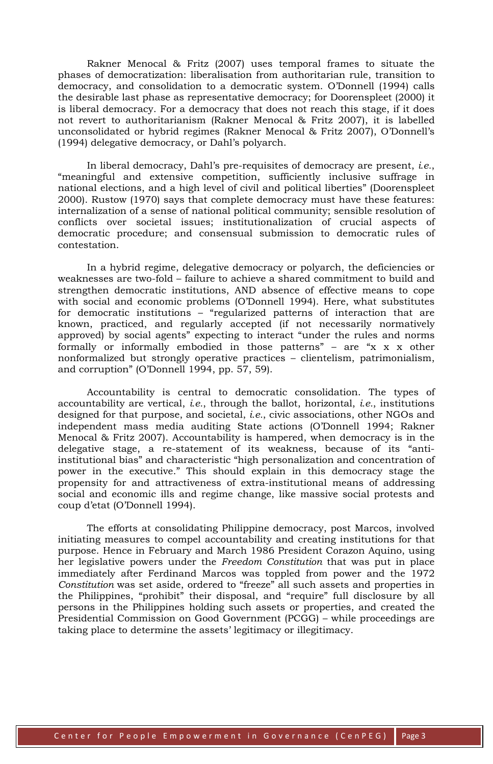Rakner Menocal & Fritz (2007) uses temporal frames to situate the phases of democratization: liberalisation from authoritarian rule, transition to democracy, and consolidation to a democratic system. O'Donnell (1994) calls the desirable last phase as representative democracy; for Doorenspleet (2000) it is liberal democracy. For a democracy that does not reach this stage, if it does not revert to authoritarianism (Rakner Menocal & Fritz 2007), it is labelled unconsolidated or hybrid regimes (Rakner Menocal & Fritz 2007), O'Donnell's (1994) delegative democracy, or Dahl's polyarch.

In liberal democracy, Dahl's pre-requisites of democracy are present, *i.e.*, "meaningful and extensive competition, sufficiently inclusive suffrage in national elections, and a high level of civil and political liberties" (Doorenspleet 2000). Rustow (1970) says that complete democracy must have these features: internalization of a sense of national political community; sensible resolution of conflicts over societal issues; institutionalization of crucial aspects of democratic procedure; and consensual submission to democratic rules of contestation.

In a hybrid regime, delegative democracy or polyarch, the deficiencies or weaknesses are two-fold – failure to achieve a shared commitment to build and strengthen democratic institutions, AND absence of effective means to cope with social and economic problems (O'Donnell 1994). Here, what substitutes for democratic institutions – "regularized patterns of interaction that are known, practiced, and regularly accepted (if not necessarily normatively approved) by social agents" expecting to interact "under the rules and norms formally or informally embodied in those patterns" – are "x x x other nonformalized but strongly operative practices – clientelism, patrimonialism, and corruption" (O'Donnell 1994, pp. 57, 59).

Accountability is central to democratic consolidation. The types of accountability are vertical, *i.e.*, through the ballot, horizontal, *i.e.*, institutions designed for that purpose, and societal, *i.e.*, civic associations, other NGOs and independent mass media auditing State actions (O'Donnell 1994; Rakner Menocal & Fritz 2007). Accountability is hampered, when democracy is in the delegative stage, a re-statement of its weakness, because of its "anti-institutional bias" and characteristic "high personalization and concentration of power in the executive." This should explain in this democracy stage the propensity for and attractiveness of extra-institutional means of addressing social and economic ills and regime change, like massive social protests and coup d'etat (O'Donnell 1994).

The efforts at consolidating Philippine democracy, post Marcos, involved initiating measures to compel accountability and creating institutions for that purpose. Hence in February and March 1986 President Corazon Aquino, using her legislative powers under the *Freedom Constitution* that was put in place immediately after Ferdinand Marcos was toppled from power and the 1972 *Constitution* was set aside, ordered to "freeze" all such assets and properties in the Philippines, "prohibit" their disposal, and "require" full disclosure by all persons in the Philippines holding such assets or properties, and created the Presidential Commission on Good Government (PCGG) – while proceedings are taking place to determine the assets' legitimacy or illegitimacy.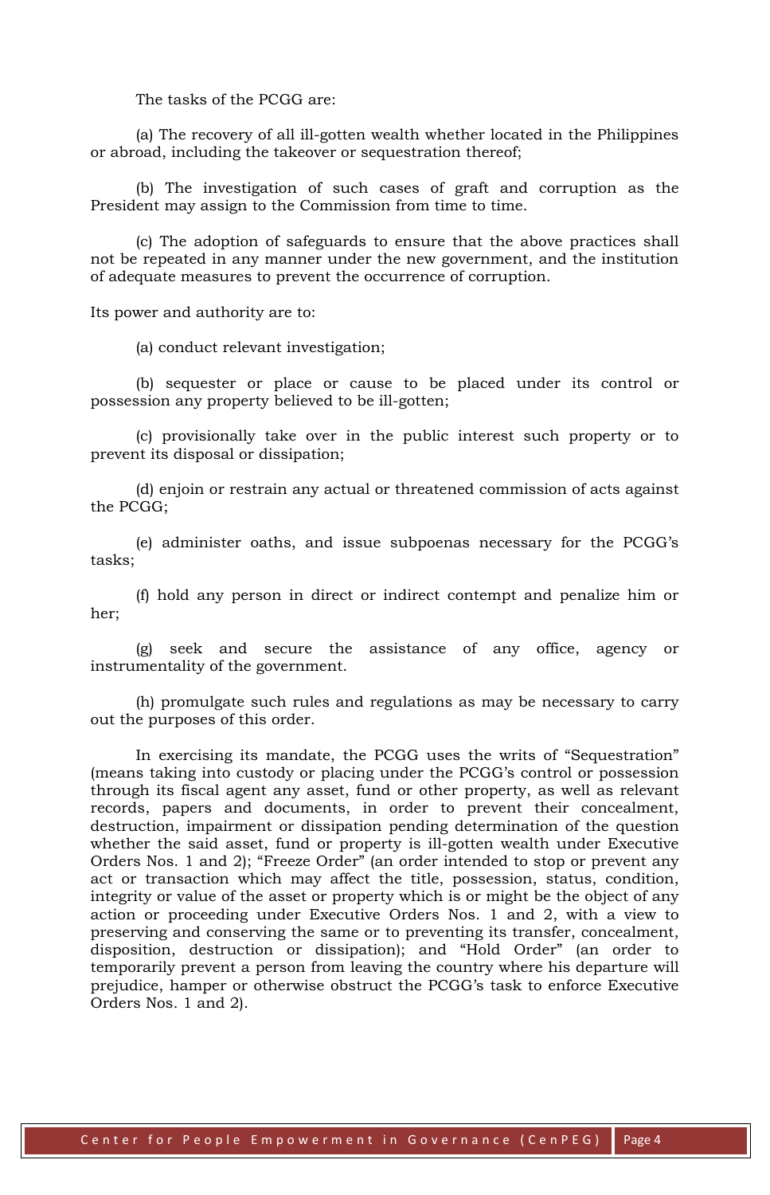The tasks of the PCGG are:

(a) The recovery of all ill-gotten wealth whether located in the Philippines or abroad, including the takeover or sequestration thereof;

(b) The investigation of such cases of graft and corruption as the President may assign to the Commission from time to time.

(c) The adoption of safeguards to ensure that the above practices shall not be repeated in any manner under the new government, and the institution of adequate measures to prevent the occurrence of corruption.

Its power and authority are to:

(a) conduct relevant investigation;

(b) sequester or place or cause to be placed under its control or possession any property believed to be ill-gotten;

(c) provisionally take over in the public interest such property or to prevent its disposal or dissipation;

(d) enjoin or restrain any actual or threatened commission of acts against the PCGG;

(e) administer oaths, and issue subpoenas necessary for the PCGG's tasks;

(f) hold any person in direct or indirect contempt and penalize him or her;

(g) seek and secure the assistance of any office, agency or instrumentality of the government.

(h) promulgate such rules and regulations as may be necessary to carry out the purposes of this order.

In exercising its mandate, the PCGG uses the writs of "Sequestration" (means taking into custody or placing under the PCGG's control or possession through its fiscal agent any asset, fund or other property, as well as relevant records, papers and documents, in order to prevent their concealment, destruction, impairment or dissipation pending determination of the question whether the said asset, fund or property is ill-gotten wealth under Executive Orders Nos. 1 and 2); "Freeze Order" (an order intended to stop or prevent any act or transaction which may affect the title, possession, status, condition, integrity or value of the asset or property which is or might be the object of any action or proceeding under Executive Orders Nos. 1 and 2, with a view to preserving and conserving the same or to preventing its transfer, concealment, disposition, destruction or dissipation); and "Hold Order" (an order to temporarily prevent a person from leaving the country where his departure will prejudice, hamper or otherwise obstruct the PCGG's task to enforce Executive Orders Nos. 1 and 2).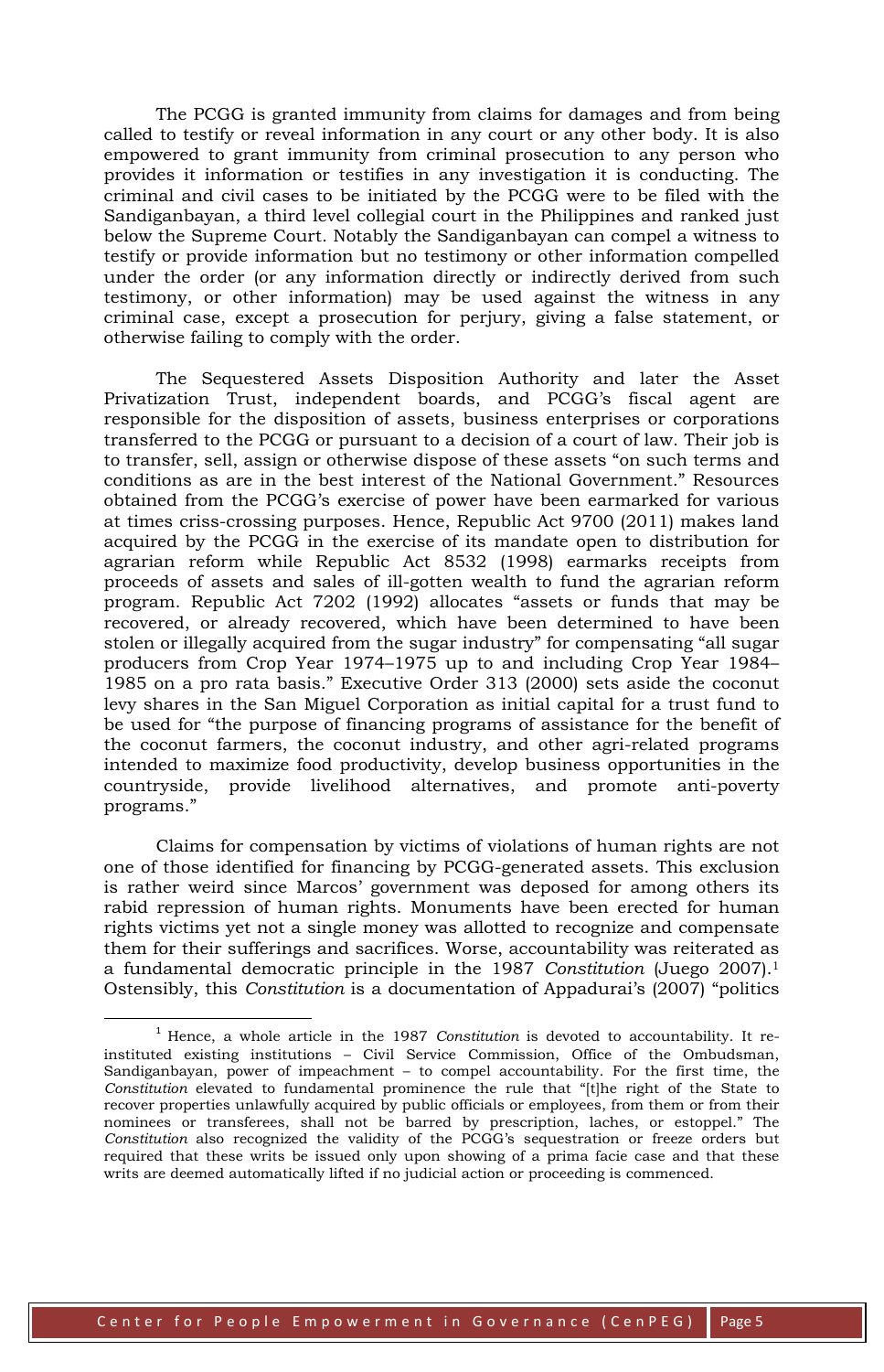The PCGG is granted immunity from claims for damages and from being called to testify or reveal information in any court or any other body. It is also empowered to grant immunity from criminal prosecution to any person who provides it information or testifies in any investigation it is conducting. The criminal and civil cases to be initiated by the PCGG were to be filed with the Sandiganbayan, a third level collegial court in the Philippines and ranked just below the Supreme Court. Notably the Sandiganbayan can compel a witness to testify or provide information but no testimony or other information compelled under the order (or any information directly or indirectly derived from such testimony, or other information) may be used against the witness in any criminal case, except a prosecution for perjury, giving a false statement, or otherwise failing to comply with the order.

The Sequestered Assets Disposition Authority and later the Asset Privatization Trust, independent boards, and PCGG's fiscal agent are responsible for the disposition of assets, business enterprises or corporations transferred to the PCGG or pursuant to a decision of a court of law. Their job is to transfer, sell, assign or otherwise dispose of these assets "on such terms and conditions as are in the best interest of the National Government." Resources obtained from the PCGG's exercise of power have been earmarked for various at times criss-crossing purposes. Hence, Republic Act 9700 (2011) makes land acquired by the PCGG in the exercise of its mandate open to distribution for agrarian reform while Republic Act 8532 (1998) earmarks receipts from proceeds of assets and sales of ill-gotten wealth to fund the agrarian reform program. Republic Act 7202 (1992) allocates "assets or funds that may be recovered, or already recovered, which have been determined to have been stolen or illegally acquired from the sugar industry" for compensating "all sugar producers from Crop Year 1974–1975 up to and including Crop Year 1984–1985 on a pro rata basis." Executive Order 313 (2000) sets aside the coconut levy shares in the San Miguel Corporation as initial capital for a trust fund to be used for "the purpose of financing programs of assistance for the benefit of the coconut farmers, the coconut industry, and other agri-related programs intended to maximize food productivity, develop business opportunities in the countryside, provide livelihood alternatives, and promote anti-poverty programs."

Claims for compensation by victims of violations of human rights are not one of those identified for financing by PCGG-generated assets. This exclusion is rather weird since Marcos' government was deposed for among others its rabid repression of human rights. Monuments have been erected for human rights victims yet not a single money was allotted to recognize and compensate them for their sufferings and sacrifices. Worse, accountability was reiterated as a fundamental democratic principle in the 1987 *Constitution* (Juego 2007).[1] Ostensibly, this *Constitution* is a documentation of Appadurai's (2007) "politics

---

[1] Hence, a whole article in the 1987 *Constitution* is devoted to accountability. It re-instituted existing institutions – Civil Service Commission, Office of the Ombudsman, Sandiganbayan, power of impeachment – to compel accountability. For the first time, the *Constitution* elevated to fundamental prominence the rule that "[t]he right of the State to recover properties unlawfully acquired by public officials or employees, from them or from their nominees or transferees, shall not be barred by prescription, laches, or estoppel." The *Constitution* also recognized the validity of the PCGG's sequestration or freeze orders but required that these writs be issued only upon showing of a prima facie case and that these writs are deemed automatically lifted if no judicial action or proceeding is commenced.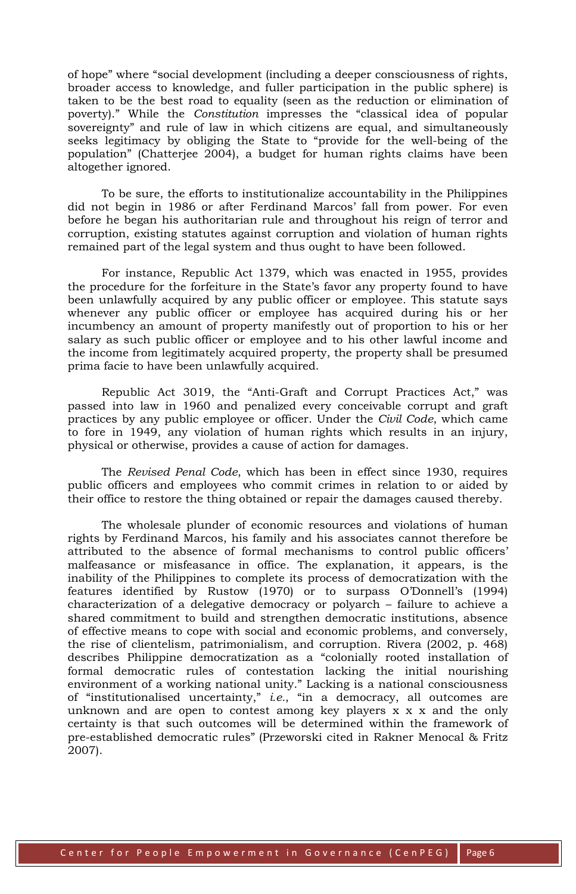of hope" where "social development (including a deeper consciousness of rights, broader access to knowledge, and fuller participation in the public sphere) is taken to be the best road to equality (seen as the reduction or elimination of poverty)." While the *Constitution* impresses the "classical idea of popular sovereignty" and rule of law in which citizens are equal, and simultaneously seeks legitimacy by obliging the State to "provide for the well-being of the population" (Chatterjee 2004), a budget for human rights claims have been altogether ignored.

To be sure, the efforts to institutionalize accountability in the Philippines did not begin in 1986 or after Ferdinand Marcos' fall from power. For even before he began his authoritarian rule and throughout his reign of terror and corruption, existing statutes against corruption and violation of human rights remained part of the legal system and thus ought to have been followed.

For instance, Republic Act 1379, which was enacted in 1955, provides the procedure for the forfeiture in the State's favor any property found to have been unlawfully acquired by any public officer or employee. This statute says whenever any public officer or employee has acquired during his or her incumbency an amount of property manifestly out of proportion to his or her salary as such public officer or employee and to his other lawful income and the income from legitimately acquired property, the property shall be presumed prima facie to have been unlawfully acquired.

Republic Act 3019, the "Anti-Graft and Corrupt Practices Act," was passed into law in 1960 and penalized every conceivable corrupt and graft practices by any public employee or officer. Under the *Civil Code*, which came to fore in 1949, any violation of human rights which results in an injury, physical or otherwise, provides a cause of action for damages.

The *Revised Penal Code*, which has been in effect since 1930, requires public officers and employees who commit crimes in relation to or aided by their office to restore the thing obtained or repair the damages caused thereby.

The wholesale plunder of economic resources and violations of human rights by Ferdinand Marcos, his family and his associates cannot therefore be attributed to the absence of formal mechanisms to control public officers' malfeasance or misfeasance in office. The explanation, it appears, is the inability of the Philippines to complete its process of democratization with the features identified by Rustow (1970) or to surpass O'Donnell's (1994) characterization of a delegative democracy or polyarch – failure to achieve a shared commitment to build and strengthen democratic institutions, absence of effective means to cope with social and economic problems, and conversely, the rise of clientelism, patrimonialism, and corruption. Rivera (2002, p. 468) describes Philippine democratization as a "colonially rooted installation of formal democratic rules of contestation lacking the initial nourishing environment of a working national unity." Lacking is a national consciousness of "institutionalised uncertainty," *i.e.*, "in a democracy, all outcomes are unknown and are open to contest among key players x x x and the only certainty is that such outcomes will be determined within the framework of pre-established democratic rules" (Przeworski cited in Rakner Menocal & Fritz 2007).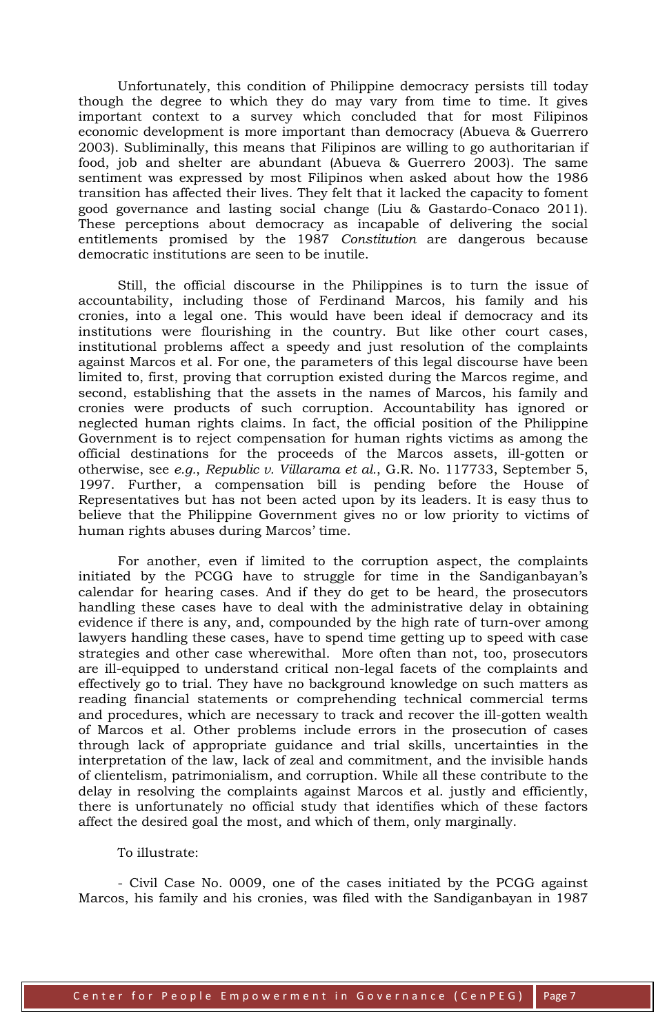Unfortunately, this condition of Philippine democracy persists till today though the degree to which they do may vary from time to time. It gives important context to a survey which concluded that for most Filipinos economic development is more important than democracy (Abueva & Guerrero 2003). Subliminally, this means that Filipinos are willing to go authoritarian if food, job and shelter are abundant (Abueva & Guerrero 2003). The same sentiment was expressed by most Filipinos when asked about how the 1986 transition has affected their lives. They felt that it lacked the capacity to foment good governance and lasting social change (Liu & Gastardo-Conaco 2011). These perceptions about democracy as incapable of delivering the social entitlements promised by the 1987 *Constitution* are dangerous because democratic institutions are seen to be inutile.

Still, the official discourse in the Philippines is to turn the issue of accountability, including those of Ferdinand Marcos, his family and his cronies, into a legal one. This would have been ideal if democracy and its institutions were flourishing in the country. But like other court cases, institutional problems affect a speedy and just resolution of the complaints against Marcos et al. For one, the parameters of this legal discourse have been limited to, first, proving that corruption existed during the Marcos regime, and second, establishing that the assets in the names of Marcos, his family and cronies were products of such corruption. Accountability has ignored or neglected human rights claims. In fact, the official position of the Philippine Government is to reject compensation for human rights victims as among the official destinations for the proceeds of the Marcos assets, ill-gotten or otherwise, see *e.g.*, *Republic v. Villarama et al.*, G.R. No. 117733, September 5, 1997. Further, a compensation bill is pending before the House of Representatives but has not been acted upon by its leaders. It is easy thus to believe that the Philippine Government gives no or low priority to victims of human rights abuses during Marcos' time.

For another, even if limited to the corruption aspect, the complaints initiated by the PCGG have to struggle for time in the Sandiganbayan's calendar for hearing cases. And if they do get to be heard, the prosecutors handling these cases have to deal with the administrative delay in obtaining evidence if there is any, and, compounded by the high rate of turn-over among lawyers handling these cases, have to spend time getting up to speed with case strategies and other case wherewithal. More often than not, too, prosecutors are ill-equipped to understand critical non-legal facets of the complaints and effectively go to trial. They have no background knowledge on such matters as reading financial statements or comprehending technical commercial terms and procedures, which are necessary to track and recover the ill-gotten wealth of Marcos et al. Other problems include errors in the prosecution of cases through lack of appropriate guidance and trial skills, uncertainties in the interpretation of the law, lack of zeal and commitment, and the invisible hands of clientelism, patrimonialism, and corruption. While all these contribute to the delay in resolving the complaints against Marcos et al. justly and efficiently, there is unfortunately no official study that identifies which of these factors affect the desired goal the most, and which of them, only marginally.

To illustrate:

- Civil Case No. 0009, one of the cases initiated by the PCGG against Marcos, his family and his cronies, was filed with the Sandiganbayan in 1987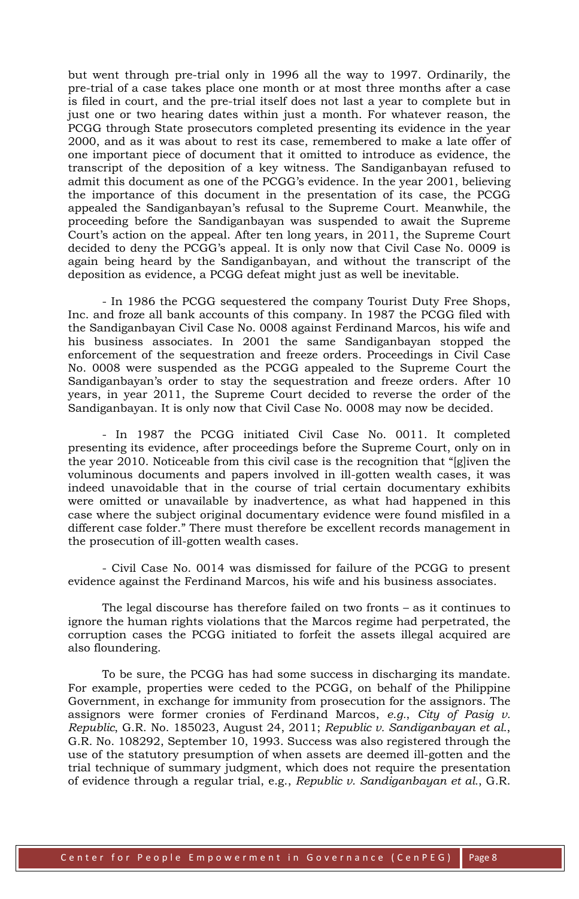but went through pre-trial only in 1996 all the way to 1997. Ordinarily, the pre-trial of a case takes place one month or at most three months after a case is filed in court, and the pre-trial itself does not last a year to complete but in just one or two hearing dates within just a month. For whatever reason, the PCGG through State prosecutors completed presenting its evidence in the year 2000, and as it was about to rest its case, remembered to make a late offer of one important piece of document that it omitted to introduce as evidence, the transcript of the deposition of a key witness. The Sandiganbayan refused to admit this document as one of the PCGG's evidence. In the year 2001, believing the importance of this document in the presentation of its case, the PCGG appealed the Sandiganbayan's refusal to the Supreme Court. Meanwhile, the proceeding before the Sandiganbayan was suspended to await the Supreme Court's action on the appeal. After ten long years, in 2011, the Supreme Court decided to deny the PCGG's appeal. It is only now that Civil Case No. 0009 is again being heard by the Sandiganbayan, and without the transcript of the deposition as evidence, a PCGG defeat might just as well be inevitable.

- In 1986 the PCGG sequestered the company Tourist Duty Free Shops, Inc. and froze all bank accounts of this company. In 1987 the PCGG filed with the Sandiganbayan Civil Case No. 0008 against Ferdinand Marcos, his wife and his business associates. In 2001 the same Sandiganbayan stopped the enforcement of the sequestration and freeze orders. Proceedings in Civil Case No. 0008 were suspended as the PCGG appealed to the Supreme Court the Sandiganbayan's order to stay the sequestration and freeze orders. After 10 years, in year 2011, the Supreme Court decided to reverse the order of the Sandiganbayan. It is only now that Civil Case No. 0008 may now be decided.

- In 1987 the PCGG initiated Civil Case No. 0011. It completed presenting its evidence, after proceedings before the Supreme Court, only on in the year 2010. Noticeable from this civil case is the recognition that "[g]iven the voluminous documents and papers involved in ill-gotten wealth cases, it was indeed unavoidable that in the course of trial certain documentary exhibits were omitted or unavailable by inadvertence, as what had happened in this case where the subject original documentary evidence were found misfiled in a different case folder." There must therefore be excellent records management in the prosecution of ill-gotten wealth cases.

- Civil Case No. 0014 was dismissed for failure of the PCGG to present evidence against the Ferdinand Marcos, his wife and his business associates.

The legal discourse has therefore failed on two fronts – as it continues to ignore the human rights violations that the Marcos regime had perpetrated, the corruption cases the PCGG initiated to forfeit the assets illegal acquired are also floundering.

To be sure, the PCGG has had some success in discharging its mandate. For example, properties were ceded to the PCGG, on behalf of the Philippine Government, in exchange for immunity from prosecution for the assignors. The assignors were former cronies of Ferdinand Marcos, *e.g.*, *City of Pasig v. Republic*, G.R. No. 185023, August 24, 2011; *Republic v. Sandiganbayan et al.*, G.R. No. 108292, September 10, 1993. Success was also registered through the use of the statutory presumption of when assets are deemed ill-gotten and the trial technique of summary judgment, which does not require the presentation of evidence through a regular trial, e.g., *Republic v. Sandiganbayan et al.*, G.R.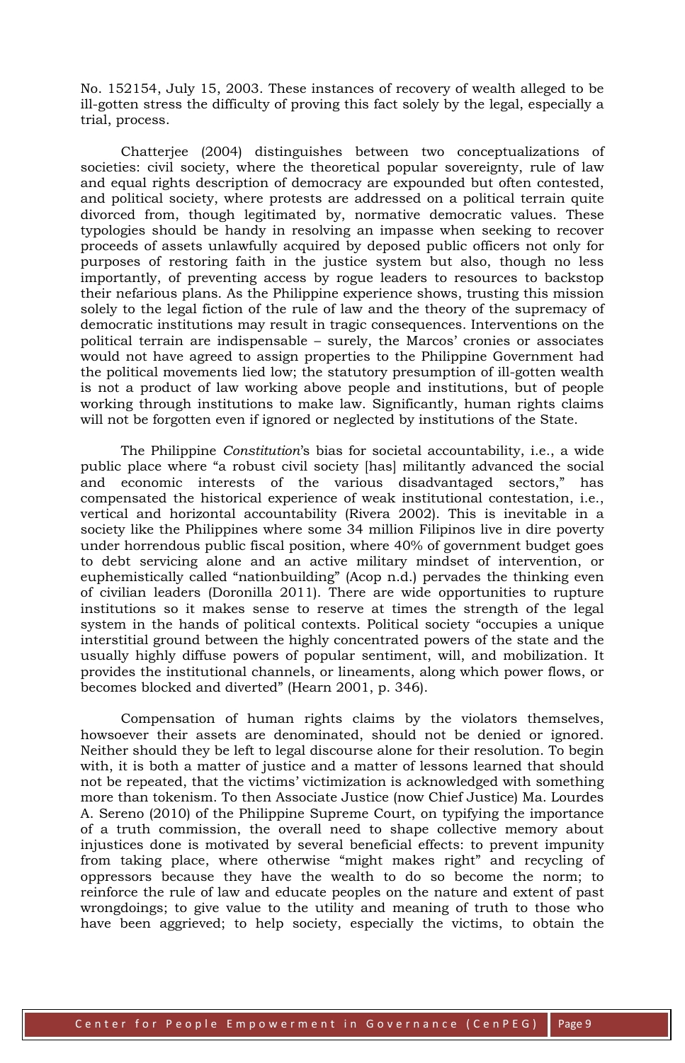No. 152154, July 15, 2003. These instances of recovery of wealth alleged to be ill-gotten stress the difficulty of proving this fact solely by the legal, especially a trial, process.

Chatterjee (2004) distinguishes between two conceptualizations of societies: civil society, where the theoretical popular sovereignty, rule of law and equal rights description of democracy are expounded but often contested, and political society, where protests are addressed on a political terrain quite divorced from, though legitimated by, normative democratic values. These typologies should be handy in resolving an impasse when seeking to recover proceeds of assets unlawfully acquired by deposed public officers not only for purposes of restoring faith in the justice system but also, though no less importantly, of preventing access by rogue leaders to resources to backstop their nefarious plans. As the Philippine experience shows, trusting this mission solely to the legal fiction of the rule of law and the theory of the supremacy of democratic institutions may result in tragic consequences. Interventions on the political terrain are indispensable – surely, the Marcos' cronies or associates would not have agreed to assign properties to the Philippine Government had the political movements lied low; the statutory presumption of ill-gotten wealth is not a product of law working above people and institutions, but of people working through institutions to make law. Significantly, human rights claims will not be forgotten even if ignored or neglected by institutions of the State.

The Philippine *Constitution*'s bias for societal accountability, i.e., a wide public place where "a robust civil society [has] militantly advanced the social and economic interests of the various disadvantaged sectors," has compensated the historical experience of weak institutional contestation, i.e., vertical and horizontal accountability (Rivera 2002). This is inevitable in a society like the Philippines where some 34 million Filipinos live in dire poverty under horrendous public fiscal position, where 40% of government budget goes to debt servicing alone and an active military mindset of intervention, or euphemistically called "nationbuilding" (Acop n.d.) pervades the thinking even of civilian leaders (Doronilla 2011). There are wide opportunities to rupture institutions so it makes sense to reserve at times the strength of the legal system in the hands of political contexts. Political society "occupies a unique interstitial ground between the highly concentrated powers of the state and the usually highly diffuse powers of popular sentiment, will, and mobilization. It provides the institutional channels, or lineaments, along which power flows, or becomes blocked and diverted" (Hearn 2001, p. 346).

Compensation of human rights claims by the violators themselves, howsoever their assets are denominated, should not be denied or ignored. Neither should they be left to legal discourse alone for their resolution. To begin with, it is both a matter of justice and a matter of lessons learned that should not be repeated, that the victims' victimization is acknowledged with something more than tokenism. To then Associate Justice (now Chief Justice) Ma. Lourdes A. Sereno (2010) of the Philippine Supreme Court, on typifying the importance of a truth commission, the overall need to shape collective memory about injustices done is motivated by several beneficial effects: to prevent impunity from taking place, where otherwise "might makes right" and recycling of oppressors because they have the wealth to do so become the norm; to reinforce the rule of law and educate peoples on the nature and extent of past wrongdoings; to give value to the utility and meaning of truth to those who have been aggrieved; to help society, especially the victims, to obtain the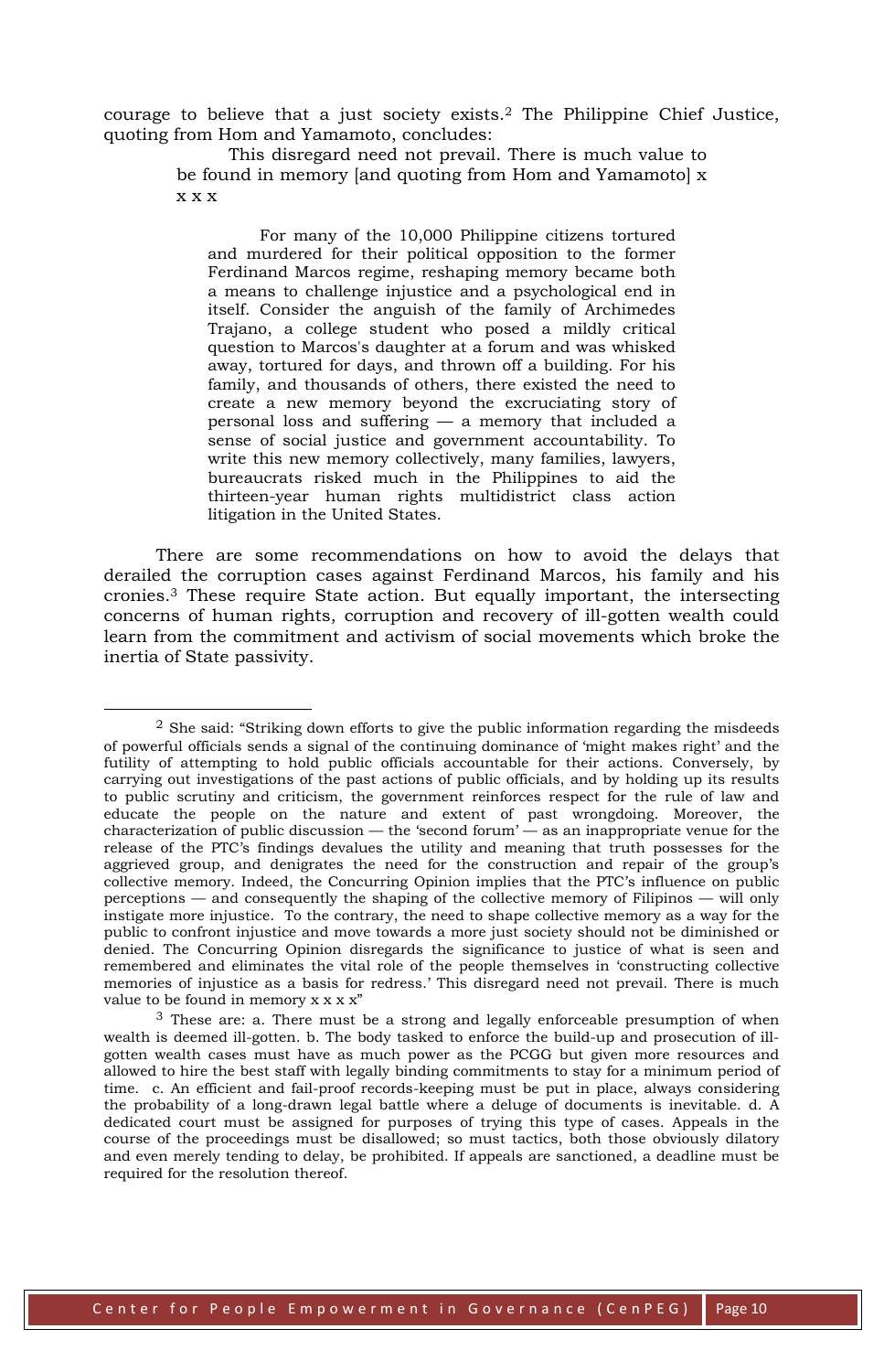courage to believe that a just society exists.[2] The Philippine Chief Justice, quoting from Hom and Yamamoto, concludes:

> This disregard need not prevail. There is much value to be found in memory [and quoting from Hom and Yamamoto] x x x x
>
> For many of the 10,000 Philippine citizens tortured and murdered for their political opposition to the former Ferdinand Marcos regime, reshaping memory became both a means to challenge injustice and a psychological end in itself. Consider the anguish of the family of Archimedes Trajano, a college student who posed a mildly critical question to Marcos's daughter at a forum and was whisked away, tortured for days, and thrown off a building. For his family, and thousands of others, there existed the need to create a new memory beyond the excruciating story of personal loss and suffering — a memory that included a sense of social justice and government accountability. To write this new memory collectively, many families, lawyers, bureaucrats risked much in the Philippines to aid the thirteen-year human rights multidistrict class action litigation in the United States.

There are some recommendations on how to avoid the delays that derailed the corruption cases against Ferdinand Marcos, his family and his cronies.[3] These require State action. But equally important, the intersecting concerns of human rights, corruption and recovery of ill-gotten wealth could learn from the commitment and activism of social movements which broke the inertia of State passivity.

---

[2] She said: "Striking down efforts to give the public information regarding the misdeeds of powerful officials sends a signal of the continuing dominance of 'might makes right' and the futility of attempting to hold public officials accountable for their actions. Conversely, by carrying out investigations of the past actions of public officials, and by holding up its results to public scrutiny and criticism, the government reinforces respect for the rule of law and educate the people on the nature and extent of past wrongdoing. Moreover, the characterization of public discussion — the 'second forum' — as an inappropriate venue for the release of the PTC's findings devalues the utility and meaning that truth possesses for the aggrieved group, and denigrates the need for the construction and repair of the group's collective memory. Indeed, the Concurring Opinion implies that the PTC's influence on public perceptions — and consequently the shaping of the collective memory of Filipinos — will only instigate more injustice. To the contrary, the need to shape collective memory as a way for the public to confront injustice and move towards a more just society should not be diminished or denied. The Concurring Opinion disregards the significance to justice of what is seen and remembered and eliminates the vital role of the people themselves in 'constructing collective memories of injustice as a basis for redress.' This disregard need not prevail. There is much value to be found in memory x x x x"

[3] These are: a. There must be a strong and legally enforceable presumption of when wealth is deemed ill-gotten. b. The body tasked to enforce the build-up and prosecution of ill-gotten wealth cases must have as much power as the PCGG but given more resources and allowed to hire the best staff with legally binding commitments to stay for a minimum period of time. c. An efficient and fail-proof records-keeping must be put in place, always considering the probability of a long-drawn legal battle where a deluge of documents is inevitable. d. A dedicated court must be assigned for purposes of trying this type of cases. Appeals in the course of the proceedings must be disallowed; so must tactics, both those obviously dilatory and even merely tending to delay, be prohibited. If appeals are sanctioned, a deadline must be required for the resolution thereof.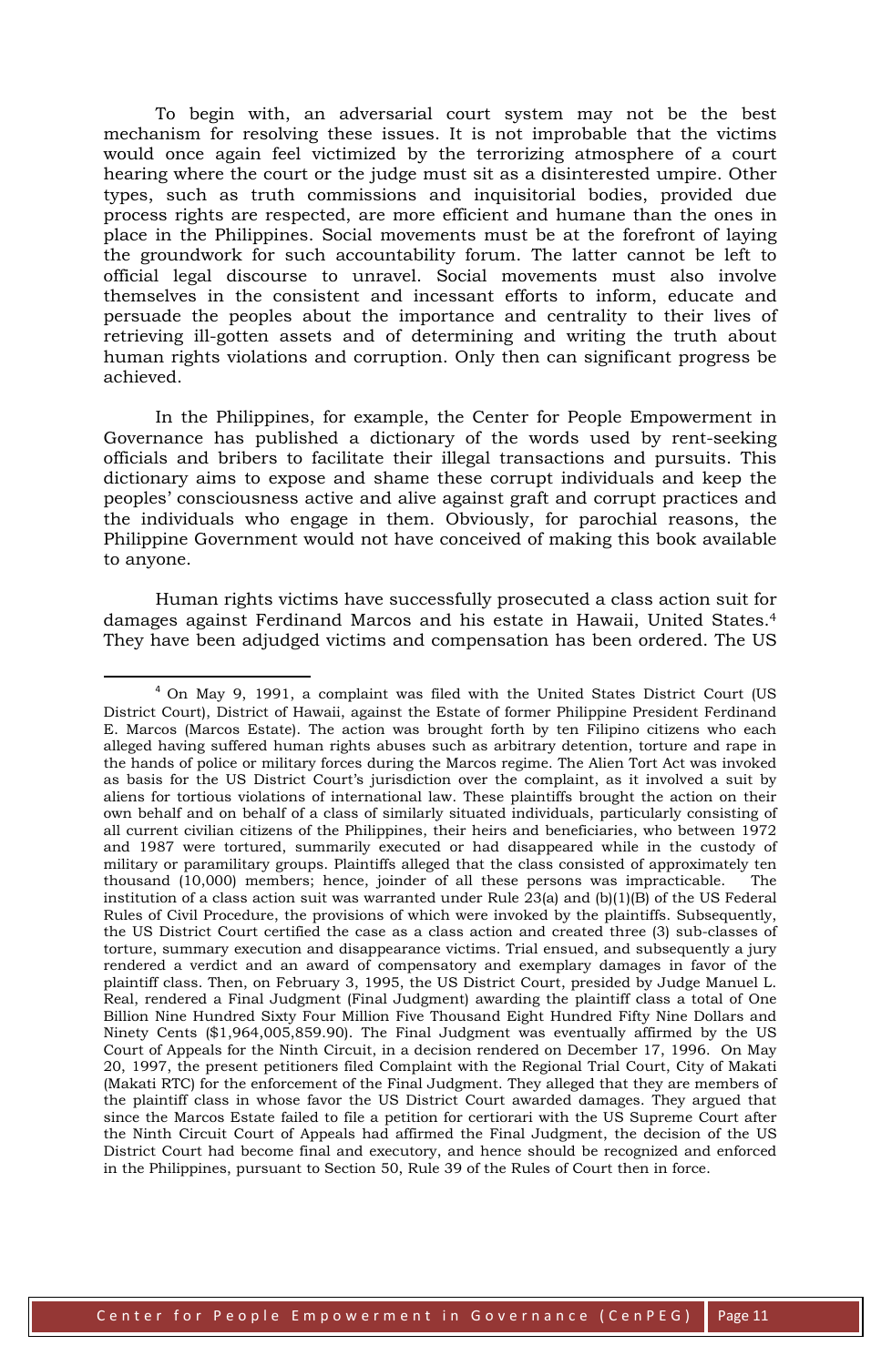To begin with, an adversarial court system may not be the best mechanism for resolving these issues. It is not improbable that the victims would once again feel victimized by the terrorizing atmosphere of a court hearing where the court or the judge must sit as a disinterested umpire. Other types, such as truth commissions and inquisitorial bodies, provided due process rights are respected, are more efficient and humane than the ones in place in the Philippines. Social movements must be at the forefront of laying the groundwork for such accountability forum. The latter cannot be left to official legal discourse to unravel. Social movements must also involve themselves in the consistent and incessant efforts to inform, educate and persuade the peoples about the importance and centrality to their lives of retrieving ill-gotten assets and of determining and writing the truth about human rights violations and corruption. Only then can significant progress be achieved.

In the Philippines, for example, the Center for People Empowerment in Governance has published a dictionary of the words used by rent-seeking officials and bribers to facilitate their illegal transactions and pursuits. This dictionary aims to expose and shame these corrupt individuals and keep the peoples' consciousness active and alive against graft and corrupt practices and the individuals who engage in them. Obviously, for parochial reasons, the Philippine Government would not have conceived of making this book available to anyone.

Human rights victims have successfully prosecuted a class action suit for damages against Ferdinand Marcos and his estate in Hawaii, United States.[4] They have been adjudged victims and compensation has been ordered. The US

---

[4] On May 9, 1991, a complaint was filed with the United States District Court (US District Court), District of Hawaii, against the Estate of former Philippine President Ferdinand E. Marcos (Marcos Estate). The action was brought forth by ten Filipino citizens who each alleged having suffered human rights abuses such as arbitrary detention, torture and rape in the hands of police or military forces during the Marcos regime. The Alien Tort Act was invoked as basis for the US District Court's jurisdiction over the complaint, as it involved a suit by aliens for tortious violations of international law. These plaintiffs brought the action on their own behalf and on behalf of a class of similarly situated individuals, particularly consisting of all current civilian citizens of the Philippines, their heirs and beneficiaries, who between 1972 and 1987 were tortured, summarily executed or had disappeared while in the custody of military or paramilitary groups. Plaintiffs alleged that the class consisted of approximately ten thousand (10,000) members; hence, joinder of all these persons was impracticable. The institution of a class action suit was warranted under Rule 23(a) and (b)(1)(B) of the US Federal Rules of Civil Procedure, the provisions of which were invoked by the plaintiffs. Subsequently, the US District Court certified the case as a class action and created three (3) sub-classes of torture, summary execution and disappearance victims. Trial ensued, and subsequently a jury rendered a verdict and an award of compensatory and exemplary damages in favor of the plaintiff class. Then, on February 3, 1995, the US District Court, presided by Judge Manuel L. Real, rendered a Final Judgment (Final Judgment) awarding the plaintiff class a total of One Billion Nine Hundred Sixty Four Million Five Thousand Eight Hundred Fifty Nine Dollars and Ninety Cents ($1,964,005,859.90). The Final Judgment was eventually affirmed by the US Court of Appeals for the Ninth Circuit, in a decision rendered on December 17, 1996. On May 20, 1997, the present petitioners filed Complaint with the Regional Trial Court, City of Makati (Makati RTC) for the enforcement of the Final Judgment. They alleged that they are members of the plaintiff class in whose favor the US District Court awarded damages. They argued that since the Marcos Estate failed to file a petition for certiorari with the US Supreme Court after the Ninth Circuit Court of Appeals had affirmed the Final Judgment, the decision of the US District Court had become final and executory, and hence should be recognized and enforced in the Philippines, pursuant to Section 50, Rule 39 of the Rules of Court then in force.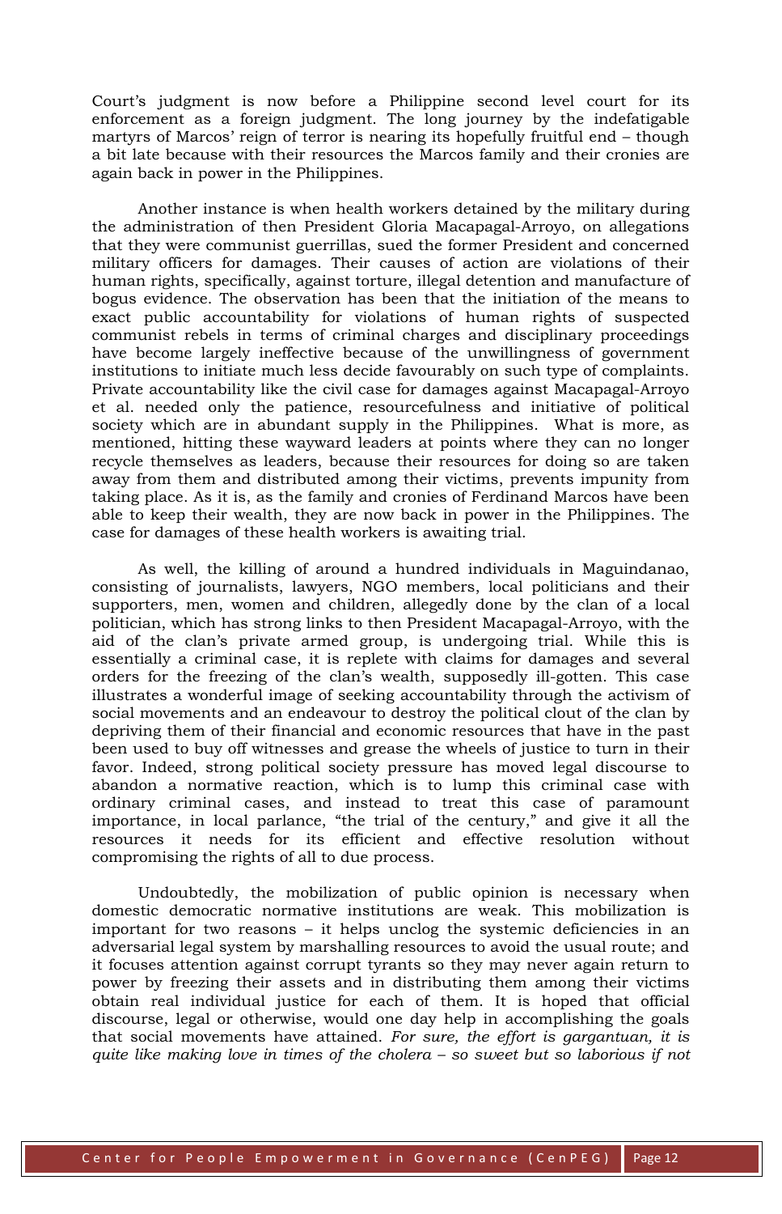Court's judgment is now before a Philippine second level court for its enforcement as a foreign judgment. The long journey by the indefatigable martyrs of Marcos' reign of terror is nearing its hopefully fruitful end – though a bit late because with their resources the Marcos family and their cronies are again back in power in the Philippines.

Another instance is when health workers detained by the military during the administration of then President Gloria Macapagal-Arroyo, on allegations that they were communist guerrillas, sued the former President and concerned military officers for damages. Their causes of action are violations of their human rights, specifically, against torture, illegal detention and manufacture of bogus evidence. The observation has been that the initiation of the means to exact public accountability for violations of human rights of suspected communist rebels in terms of criminal charges and disciplinary proceedings have become largely ineffective because of the unwillingness of government institutions to initiate much less decide favourably on such type of complaints. Private accountability like the civil case for damages against Macapagal-Arroyo et al. needed only the patience, resourcefulness and initiative of political society which are in abundant supply in the Philippines. What is more, as mentioned, hitting these wayward leaders at points where they can no longer recycle themselves as leaders, because their resources for doing so are taken away from them and distributed among their victims, prevents impunity from taking place. As it is, as the family and cronies of Ferdinand Marcos have been able to keep their wealth, they are now back in power in the Philippines. The case for damages of these health workers is awaiting trial.

As well, the killing of around a hundred individuals in Maguindanao, consisting of journalists, lawyers, NGO members, local politicians and their supporters, men, women and children, allegedly done by the clan of a local politician, which has strong links to then President Macapagal-Arroyo, with the aid of the clan's private armed group, is undergoing trial. While this is essentially a criminal case, it is replete with claims for damages and several orders for the freezing of the clan's wealth, supposedly ill-gotten. This case illustrates a wonderful image of seeking accountability through the activism of social movements and an endeavour to destroy the political clout of the clan by depriving them of their financial and economic resources that have in the past been used to buy off witnesses and grease the wheels of justice to turn in their favor. Indeed, strong political society pressure has moved legal discourse to abandon a normative reaction, which is to lump this criminal case with ordinary criminal cases, and instead to treat this case of paramount importance, in local parlance, "the trial of the century," and give it all the resources it needs for its efficient and effective resolution without compromising the rights of all to due process.

Undoubtedly, the mobilization of public opinion is necessary when domestic democratic normative institutions are weak. This mobilization is important for two reasons – it helps unclog the systemic deficiencies in an adversarial legal system by marshalling resources to avoid the usual route; and it focuses attention against corrupt tyrants so they may never again return to power by freezing their assets and in distributing them among their victims obtain real individual justice for each of them. It is hoped that official discourse, legal or otherwise, would one day help in accomplishing the goals that social movements have attained. *For sure, the effort is gargantuan, it is quite like making love in times of the cholera – so sweet but so laborious if not*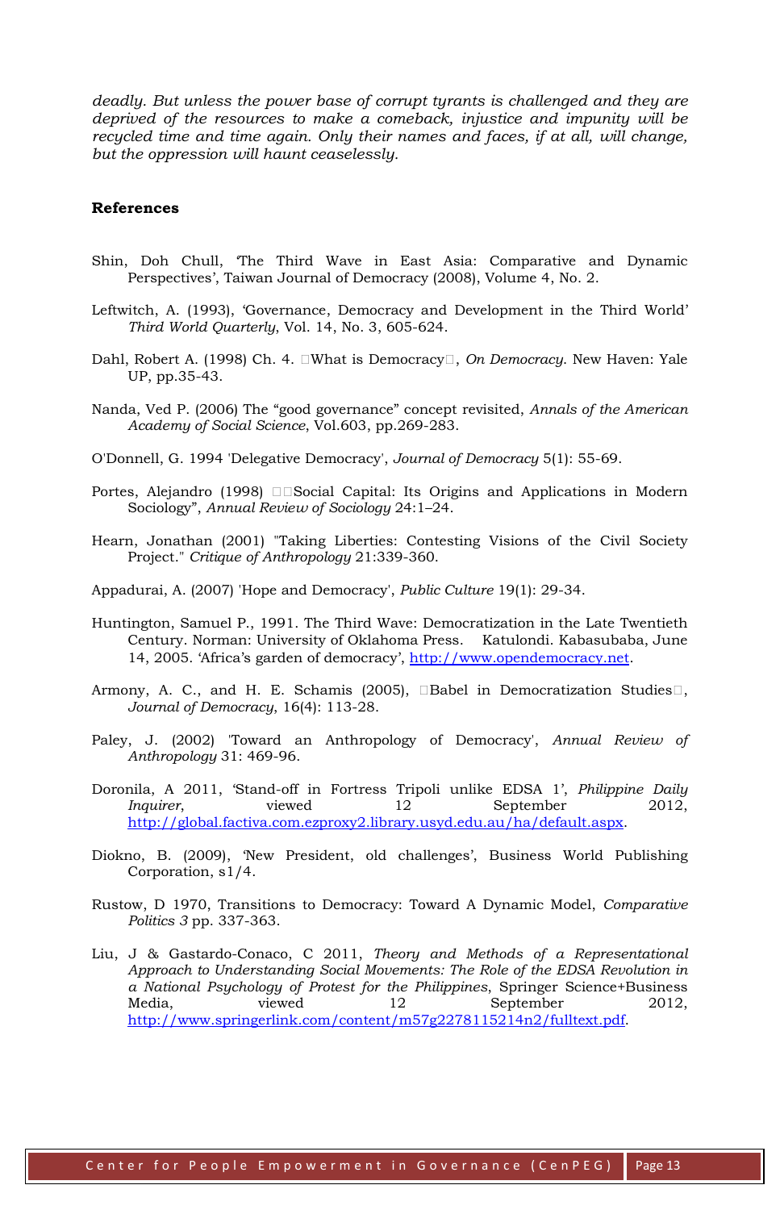*deadly. But unless the power base of corrupt tyrants is challenged and they are deprived of the resources to make a comeback, injustice and impunity will be recycled time and time again. Only their names and faces, if at all, will change, but the oppression will haunt ceaselessly.*

## References

Shin, Doh Chull, 'The Third Wave in East Asia: Comparative and Dynamic Perspectives', Taiwan Journal of Democracy (2008), Volume 4, No. 2.

Leftwitch, A. (1993), 'Governance, Democracy and Development in the Third World' *Third World Quarterly*, Vol. 14, No. 3, 605-624.

Dahl, Robert A. (1998) Ch. 4. What is Democracy, *On Democracy*. New Haven: Yale UP, pp.35-43.

Nanda, Ved P. (2006) The "good governance" concept revisited, *Annals of the American Academy of Social Science*, Vol.603, pp.269-283.

O'Donnell, G. 1994 'Delegative Democracy', *Journal of Democracy* 5(1): 55-69.

Portes, Alejandro (1998) Social Capital: Its Origins and Applications in Modern Sociology", *Annual Review of Sociology* 24:1–24.

Hearn, Jonathan (2001) "Taking Liberties: Contesting Visions of the Civil Society Project." *Critique of Anthropology* 21:339-360.

Appadurai, A. (2007) 'Hope and Democracy', *Public Culture* 19(1): 29-34.

Huntington, Samuel P., 1991. The Third Wave: Democratization in the Late Twentieth Century. Norman: University of Oklahoma Press. Katulondi. Kabasubaba, June 14, 2005. 'Africa's garden of democracy', http://www.opendemocracy.net.

Armony, A. C., and H. E. Schamis (2005), Babel in Democratization Studies, *Journal of Democracy*, 16(4): 113-28.

Paley, J. (2002) 'Toward an Anthropology of Democracy', *Annual Review of Anthropology* 31: 469-96.

Doronila, A 2011, 'Stand-off in Fortress Tripoli unlike EDSA 1', *Philippine Daily Inquirer*, viewed 12 September 2012, http://global.factiva.com.ezproxy2.library.usyd.edu.au/ha/default.aspx.

Diokno, B. (2009), 'New President, old challenges', Business World Publishing Corporation, s1/4.

Rustow, D 1970, Transitions to Democracy: Toward A Dynamic Model, *Comparative Politics 3* pp. 337-363.

Liu, J & Gastardo-Conaco, C 2011, *Theory and Methods of a Representational Approach to Understanding Social Movements: The Role of the EDSA Revolution in a National Psychology of Protest for the Philippines*, Springer Science+Business Media, viewed 12 September 2012, http://www.springerlink.com/content/m57g2278115214n2/fulltext.pdf.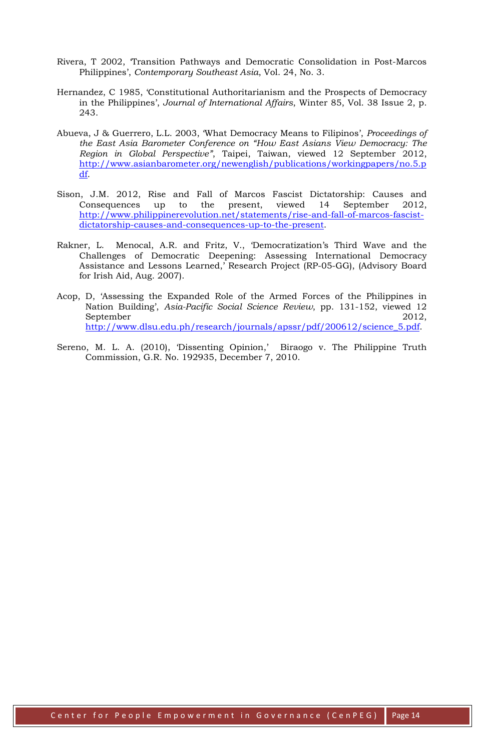Rivera, T 2002, 'Transition Pathways and Democratic Consolidation in Post-Marcos Philippines', *Contemporary Southeast Asia*, Vol. 24, No. 3.

Hernandez, C 1985, 'Constitutional Authoritarianism and the Prospects of Democracy in the Philippines', *Journal of International Affairs*, Winter 85, Vol. 38 Issue 2, p. 243.

Abueva, J & Guerrero, L.L. 2003, 'What Democracy Means to Filipinos', *Proceedings of the East Asia Barometer Conference on "How East Asians View Democracy: The Region in Global Perspective"*, Taipei, Taiwan, viewed 12 September 2012, http://www.asianbarometer.org/newenglish/publications/workingpapers/no.5.pdf.

Sison, J.M. 2012, Rise and Fall of Marcos Fascist Dictatorship: Causes and Consequences up to the present, viewed 14 September 2012, http://www.philippinerevolution.net/statements/rise-and-fall-of-marcos-fascist-dictatorship-causes-and-consequences-up-to-the-present.

Rakner, L. Menocal, A.R. and Fritz, V., 'Democratization's Third Wave and the Challenges of Democratic Deepening: Assessing International Democracy Assistance and Lessons Learned,' Research Project (RP-05-GG), (Advisory Board for Irish Aid, Aug. 2007).

Acop, D, 'Assessing the Expanded Role of the Armed Forces of the Philippines in Nation Building', *Asia-Pacific Social Science Review*, pp. 131-152, viewed 12 September 2012, http://www.dlsu.edu.ph/research/journals/apssr/pdf/200612/science_5.pdf.

Sereno, M. L. A. (2010), 'Dissenting Opinion,' Biraogo v. The Philippine Truth Commission, G.R. No. 192935, December 7, 2010.